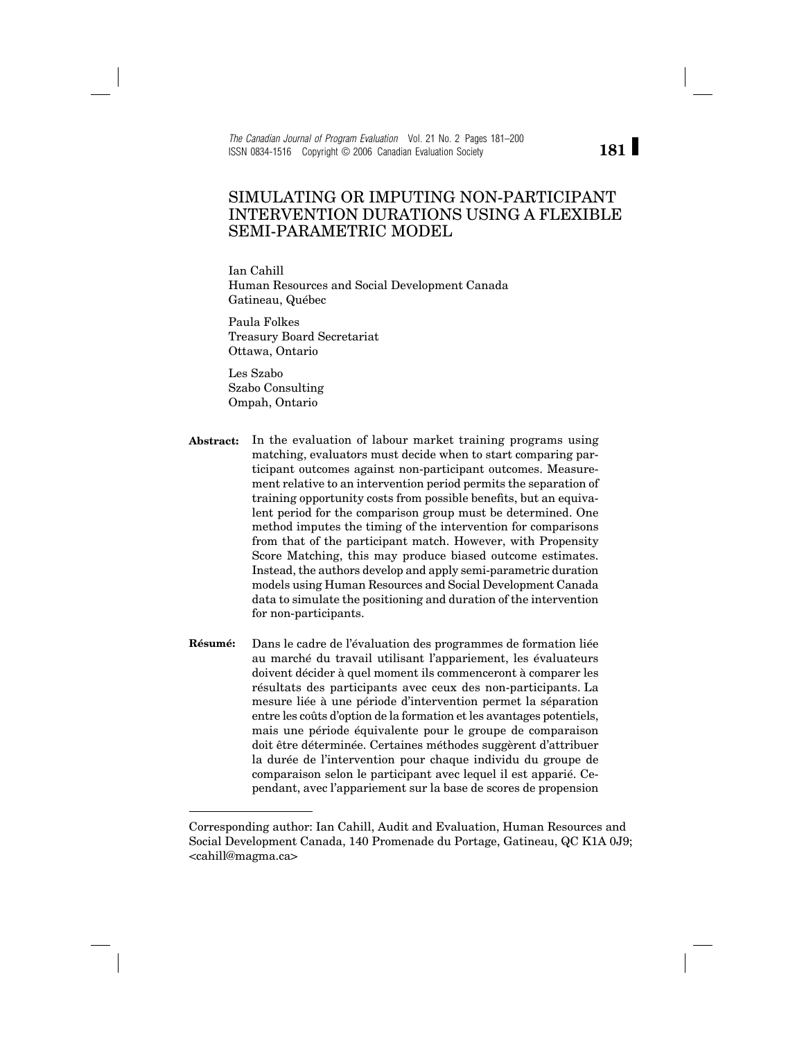# SIMULATING OR IMPUTING NON-PARTICIPANT INTERVENTION DURATIONS USING A FLEXIBLE SEMI-PARAMETRIC MODEL

Ian Cahill
Human Resources and Social Development Canada
Gatineau, Québec

Paula Folkes
Treasury Board Secretariat
Ottawa, Ontario

Les Szabo
Szabo Consulting
Ompah, Ontario

**Abstract:** In the evaluation of labour market training programs using matching, evaluators must decide when to start comparing participant outcomes against non-participant outcomes. Measurement relative to an intervention period permits the separation of training opportunity costs from possible benefits, but an equivalent period for the comparison group must be determined. One method imputes the timing of the intervention for comparisons from that of the participant match. However, with Propensity Score Matching, this may produce biased outcome estimates. Instead, the authors develop and apply semi-parametric duration models using Human Resources and Social Development Canada data to simulate the positioning and duration of the intervention for non-participants.

**Résumé:** Dans le cadre de l'évaluation des programmes de formation liée au marché du travail utilisant l'appariement, les évaluateurs doivent décider à quel moment ils commenceront à comparer les résultats des participants avec ceux des non-participants. La mesure liée à une période d'intervention permet la séparation entre les coûts d'option de la formation et les avantages potentiels, mais une période équivalente pour le groupe de comparaison doit être déterminée. Certaines méthodes suggèrent d'attribuer la durée de l'intervention pour chaque individu du groupe de comparaison selon le participant avec lequel il est apparié. Cependant, avec l'appariement sur la base de scores de propension

---

Corresponding author: Ian Cahill, Audit and Evaluation, Human Resources and Social Development Canada, 140 Promenade du Portage, Gatineau, QC K1A 0J9; <cahill@magma.ca>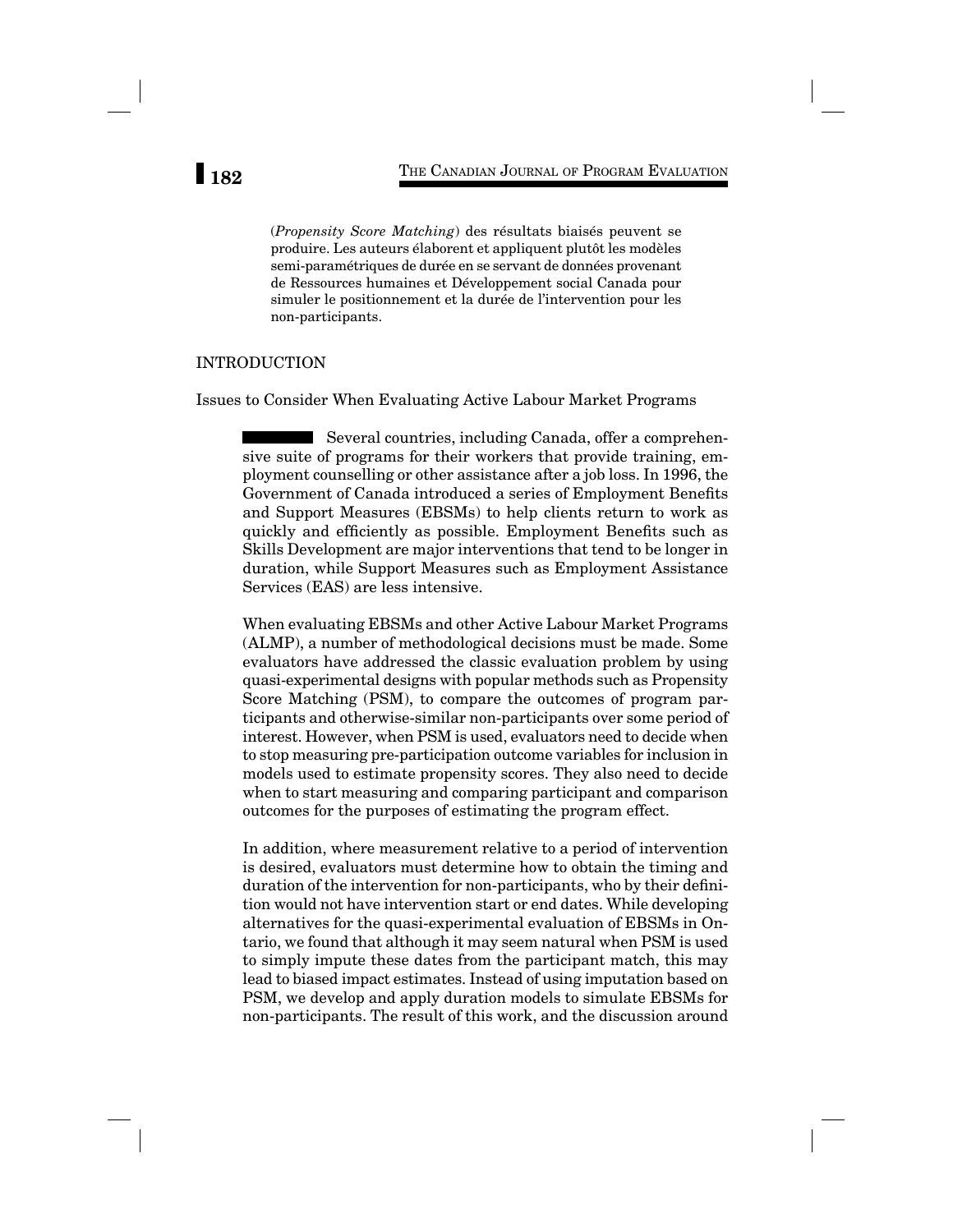(*Propensity Score Matching*) des résultats biaisés peuvent se produire. Les auteurs élaborent et appliquent plutôt les modèles semi-paramétriques de durée en se servant de données provenant de Ressources humaines et Développement social Canada pour simuler le positionnement et la durée de l'intervention pour les non-participants.

## INTRODUCTION

### Issues to Consider When Evaluating Active Labour Market Programs

Several countries, including Canada, offer a comprehensive suite of programs for their workers that provide training, employment counselling or other assistance after a job loss. In 1996, the Government of Canada introduced a series of Employment Benefits and Support Measures (EBSMs) to help clients return to work as quickly and efficiently as possible. Employment Benefits such as Skills Development are major interventions that tend to be longer in duration, while Support Measures such as Employment Assistance Services (EAS) are less intensive.

When evaluating EBSMs and other Active Labour Market Programs (ALMP), a number of methodological decisions must be made. Some evaluators have addressed the classic evaluation problem by using quasi-experimental designs with popular methods such as Propensity Score Matching (PSM), to compare the outcomes of program participants and otherwise-similar non-participants over some period of interest. However, when PSM is used, evaluators need to decide when to stop measuring pre-participation outcome variables for inclusion in models used to estimate propensity scores. They also need to decide when to start measuring and comparing participant and comparison outcomes for the purposes of estimating the program effect.

In addition, where measurement relative to a period of intervention is desired, evaluators must determine how to obtain the timing and duration of the intervention for non-participants, who by their definition would not have intervention start or end dates. While developing alternatives for the quasi-experimental evaluation of EBSMs in Ontario, we found that although it may seem natural when PSM is used to simply impute these dates from the participant match, this may lead to biased impact estimates. Instead of using imputation based on PSM, we develop and apply duration models to simulate EBSMs for non-participants. The result of this work, and the discussion around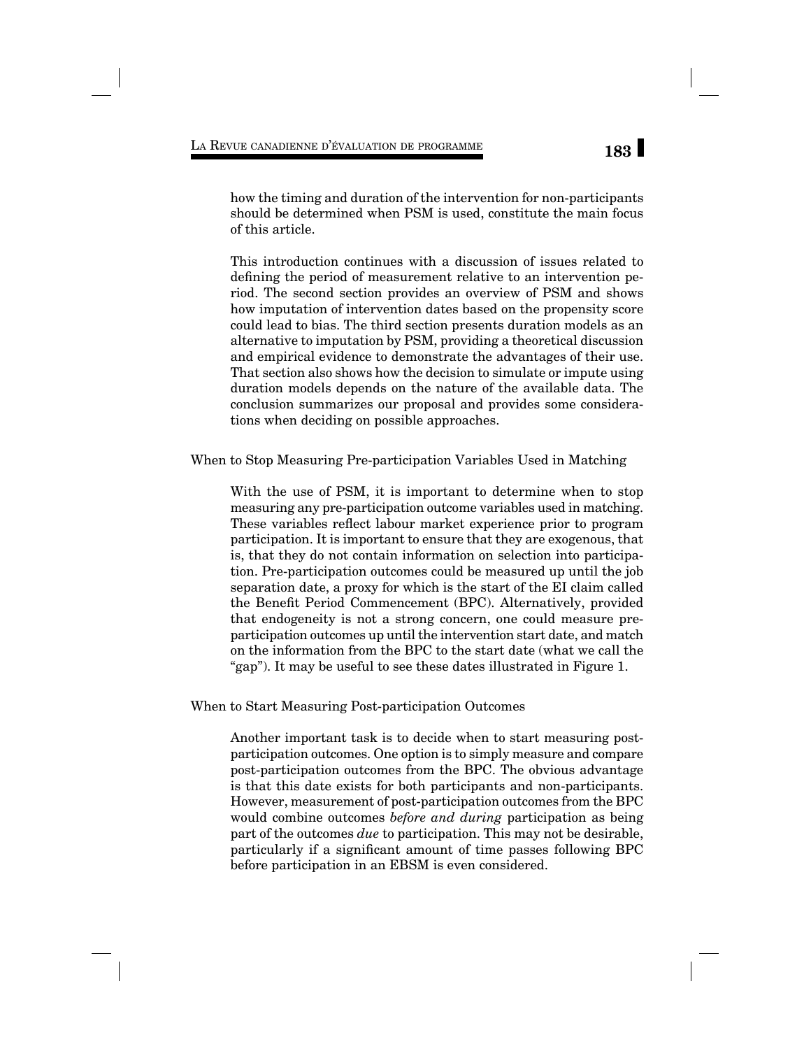how the timing and duration of the intervention for non-participants should be determined when PSM is used, constitute the main focus of this article.

This introduction continues with a discussion of issues related to defining the period of measurement relative to an intervention period. The second section provides an overview of PSM and shows how imputation of intervention dates based on the propensity score could lead to bias. The third section presents duration models as an alternative to imputation by PSM, providing a theoretical discussion and empirical evidence to demonstrate the advantages of their use. That section also shows how the decision to simulate or impute using duration models depends on the nature of the available data. The conclusion summarizes our proposal and provides some considerations when deciding on possible approaches.

### When to Stop Measuring Pre-participation Variables Used in Matching

With the use of PSM, it is important to determine when to stop measuring any pre-participation outcome variables used in matching. These variables reflect labour market experience prior to program participation. It is important to ensure that they are exogenous, that is, that they do not contain information on selection into participation. Pre-participation outcomes could be measured up until the job separation date, a proxy for which is the start of the EI claim called the Benefit Period Commencement (BPC). Alternatively, provided that endogeneity is not a strong concern, one could measure pre-participation outcomes up until the intervention start date, and match on the information from the BPC to the start date (what we call the "gap"). It may be useful to see these dates illustrated in Figure 1.

### When to Start Measuring Post-participation Outcomes

Another important task is to decide when to start measuring post-participation outcomes. One option is to simply measure and compare post-participation outcomes from the BPC. The obvious advantage is that this date exists for both participants and non-participants. However, measurement of post-participation outcomes from the BPC would combine outcomes *before and during* participation as being part of the outcomes *due* to participation. This may not be desirable, particularly if a significant amount of time passes following BPC before participation in an EBSM is even considered.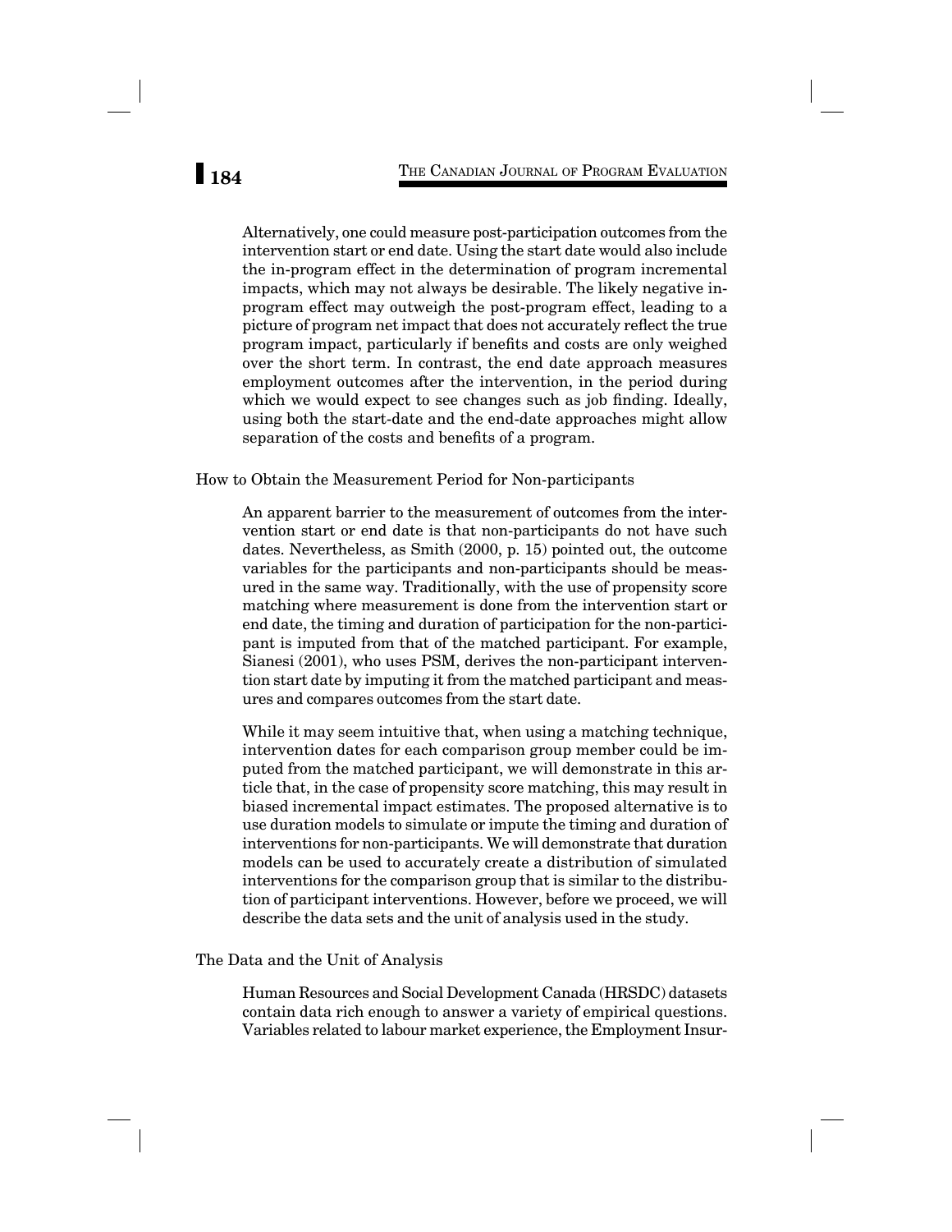Alternatively, one could measure post-participation outcomes from the intervention start or end date. Using the start date would also include the in-program effect in the determination of program incremental impacts, which may not always be desirable. The likely negative in-program effect may outweigh the post-program effect, leading to a picture of program net impact that does not accurately reflect the true program impact, particularly if benefits and costs are only weighed over the short term. In contrast, the end date approach measures employment outcomes after the intervention, in the period during which we would expect to see changes such as job finding. Ideally, using both the start-date and the end-date approaches might allow separation of the costs and benefits of a program.

### How to Obtain the Measurement Period for Non-participants

An apparent barrier to the measurement of outcomes from the intervention start or end date is that non-participants do not have such dates. Nevertheless, as Smith (2000, p. 15) pointed out, the outcome variables for the participants and non-participants should be measured in the same way. Traditionally, with the use of propensity score matching where measurement is done from the intervention start or end date, the timing and duration of participation for the non-participant is imputed from that of the matched participant. For example, Sianesi (2001), who uses PSM, derives the non-participant intervention start date by imputing it from the matched participant and measures and compares outcomes from the start date.

While it may seem intuitive that, when using a matching technique, intervention dates for each comparison group member could be imputed from the matched participant, we will demonstrate in this article that, in the case of propensity score matching, this may result in biased incremental impact estimates. The proposed alternative is to use duration models to simulate or impute the timing and duration of interventions for non-participants. We will demonstrate that duration models can be used to accurately create a distribution of simulated interventions for the comparison group that is similar to the distribution of participant interventions. However, before we proceed, we will describe the data sets and the unit of analysis used in the study.

### The Data and the Unit of Analysis

Human Resources and Social Development Canada (HRSDC) datasets contain data rich enough to answer a variety of empirical questions. Variables related to labour market experience, the Employment Insur-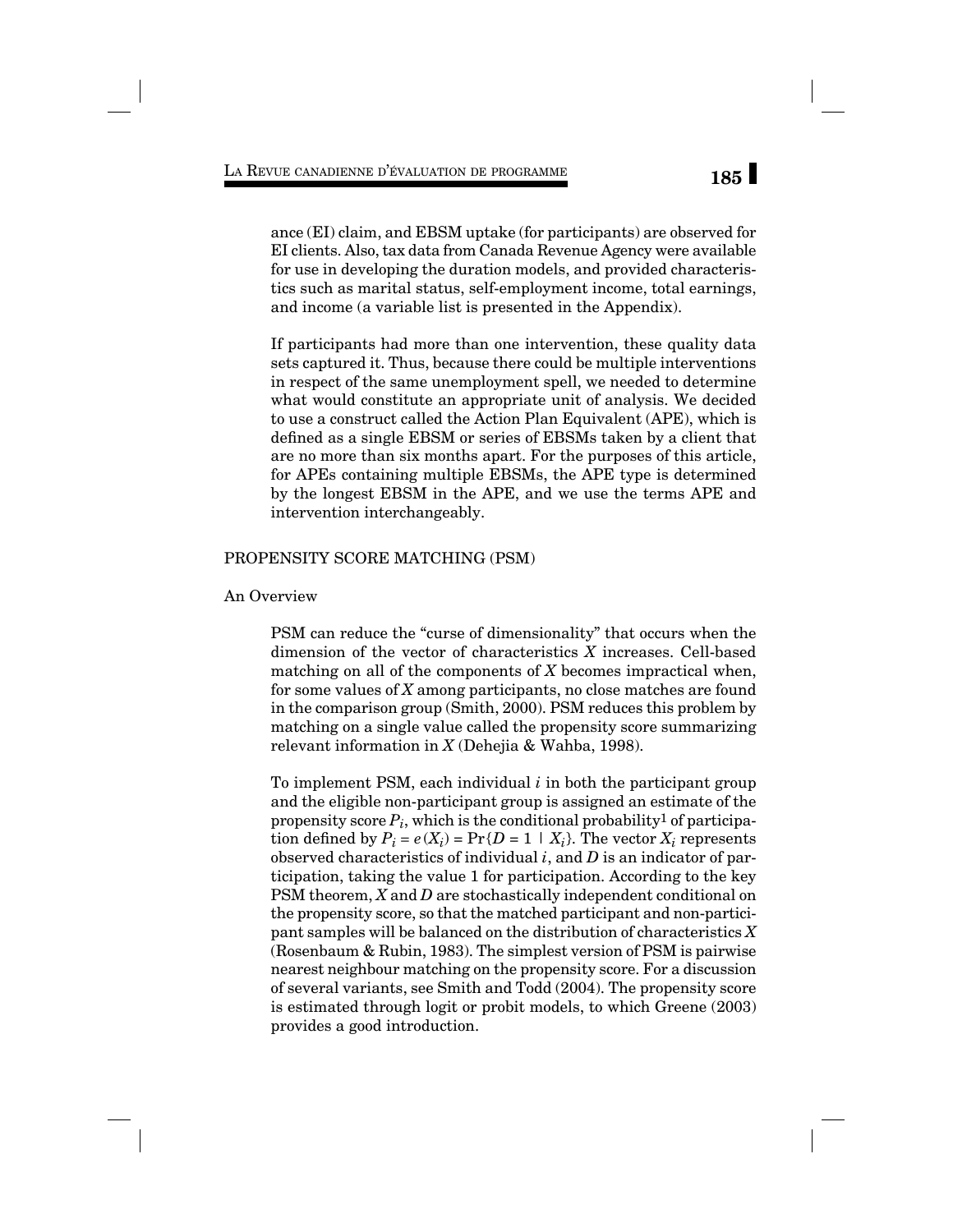ance (EI) claim, and EBSM uptake (for participants) are observed for EI clients. Also, tax data from Canada Revenue Agency were available for use in developing the duration models, and provided characteristics such as marital status, self-employment income, total earnings, and income (a variable list is presented in the Appendix).

If participants had more than one intervention, these quality data sets captured it. Thus, because there could be multiple interventions in respect of the same unemployment spell, we needed to determine what would constitute an appropriate unit of analysis. We decided to use a construct called the Action Plan Equivalent (APE), which is defined as a single EBSM or series of EBSMs taken by a client that are no more than six months apart. For the purposes of this article, for APEs containing multiple EBSMs, the APE type is determined by the longest EBSM in the APE, and we use the terms APE and intervention interchangeably.

## PROPENSITY SCORE MATCHING (PSM)

### An Overview

PSM can reduce the "curse of dimensionality" that occurs when the dimension of the vector of characteristics $X$ increases. Cell-based matching on all of the components of $X$ becomes impractical when, for some values of $X$ among participants, no close matches are found in the comparison group (Smith, 2000). PSM reduces this problem by matching on a single value called the propensity score summarizing relevant information in $X$ (Dehejia & Wahba, 1998).

To implement PSM, each individual $i$ in both the participant group and the eligible non-participant group is assigned an estimate of the propensity score $P_i$, which is the conditional probability[1] of participation defined by $P_i = e(X_i) = \Pr\{D = 1 \mid X_i\}$. The vector $X_i$ represents observed characteristics of individual $i$, and $D$ is an indicator of participation, taking the value 1 for participation. According to the key PSM theorem, $X$ and $D$ are stochastically independent conditional on the propensity score, so that the matched participant and non-participant samples will be balanced on the distribution of characteristics $X$ (Rosenbaum & Rubin, 1983). The simplest version of PSM is pairwise nearest neighbour matching on the propensity score. For a discussion of several variants, see Smith and Todd (2004). The propensity score is estimated through logit or probit models, to which Greene (2003) provides a good introduction.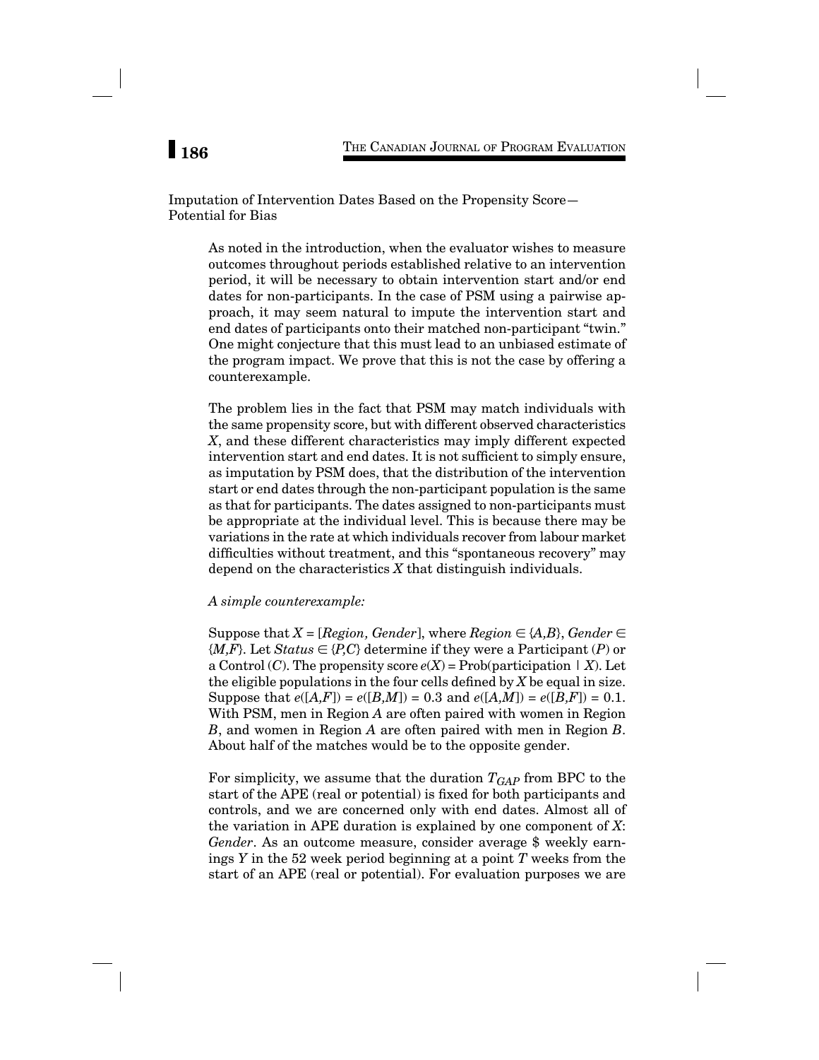Imputation of Intervention Dates Based on the Propensity Score—Potential for Bias

As noted in the introduction, when the evaluator wishes to measure outcomes throughout periods established relative to an intervention period, it will be necessary to obtain intervention start and/or end dates for non-participants. In the case of PSM using a pairwise approach, it may seem natural to impute the intervention start and end dates of participants onto their matched non-participant "twin." One might conjecture that this must lead to an unbiased estimate of the program impact. We prove that this is not the case by offering a counterexample.

The problem lies in the fact that PSM may match individuals with the same propensity score, but with different observed characteristics $X$, and these different characteristics may imply different expected intervention start and end dates. It is not sufficient to simply ensure, as imputation by PSM does, that the distribution of the intervention start or end dates through the non-participant population is the same as that for participants. The dates assigned to non-participants must be appropriate at the individual level. This is because there may be variations in the rate at which individuals recover from labour market difficulties without treatment, and this "spontaneous recovery" may depend on the characteristics $X$ that distinguish individuals.

*A simple counterexample:*

Suppose that $X = [Region, Gender]$, where $Region \in \{A,B\}$, $Gender \in \{M,F\}$. Let $Status \in \{P,C\}$ determine if they were a Participant ($P$) or a Control ($C$). The propensity score $e(X) = \text{Prob}(\text{participation} \mid X)$. Let the eligible populations in the four cells defined by $X$ be equal in size. Suppose that $e([A,F]) = e([B,M]) = 0.3$ and $e([A,M]) = e([B,F]) = 0.1$. With PSM, men in Region $A$ are often paired with women in Region $B$, and women in Region $A$ are often paired with men in Region $B$. About half of the matches would be to the opposite gender.

For simplicity, we assume that the duration $T_{GAP}$ from BPC to the start of the APE (real or potential) is fixed for both participants and controls, and we are concerned only with end dates. Almost all of the variation in APE duration is explained by one component of $X$: *Gender*. As an outcome measure, consider average \$ weekly earnings $Y$ in the 52 week period beginning at a point $T$ weeks from the start of an APE (real or potential). For evaluation purposes we are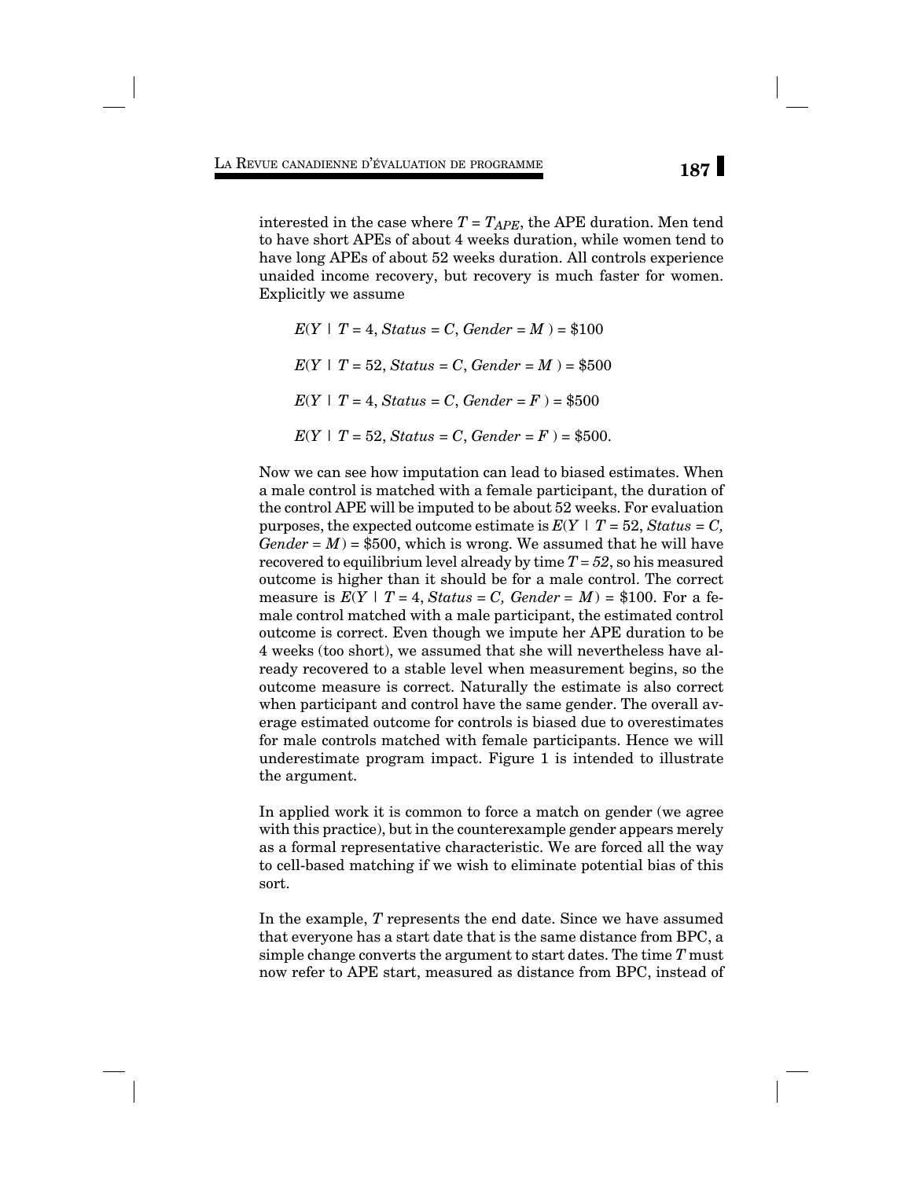interested in the case where $T = T_{APE}$, the APE duration. Men tend to have short APEs of about 4 weeks duration, while women tend to have long APEs of about 52 weeks duration. All controls experience unaided income recovery, but recovery is much faster for women. Explicitly we assume

$$E(Y \mid T = 4, Status = C, Gender = M) = \$100$$

$$E(Y \mid T = 52, Status = C, Gender = M) = \$500$$

$$E(Y \mid T = 4, Status = C, Gender = F) = \$500$$

$$E(Y \mid T = 52, Status = C, Gender = F) = \$500.$$

Now we can see how imputation can lead to biased estimates. When a male control is matched with a female participant, the duration of the control APE will be imputed to be about 52 weeks. For evaluation purposes, the expected outcome estimate is $E(Y \mid T = 52, Status = C, Gender = M) = \$500$, which is wrong. We assumed that he will have recovered to equilibrium level already by time $T = 52$, so his measured outcome is higher than it should be for a male control. The correct measure is $E(Y \mid T = 4, Status = C, Gender = M) = \$100$. For a female control matched with a male participant, the estimated control outcome is correct. Even though we impute her APE duration to be 4 weeks (too short), we assumed that she will nevertheless have already recovered to a stable level when measurement begins, so the outcome measure is correct. Naturally the estimate is also correct when participant and control have the same gender. The overall average estimated outcome for controls is biased due to overestimates for male controls matched with female participants. Hence we will underestimate program impact. Figure 1 is intended to illustrate the argument.

In applied work it is common to force a match on gender (we agree with this practice), but in the counterexample gender appears merely as a formal representative characteristic. We are forced all the way to cell-based matching if we wish to eliminate potential bias of this sort.

In the example, $T$ represents the end date. Since we have assumed that everyone has a start date that is the same distance from BPC, a simple change converts the argument to start dates. The time $T$ must now refer to APE start, measured as distance from BPC, instead of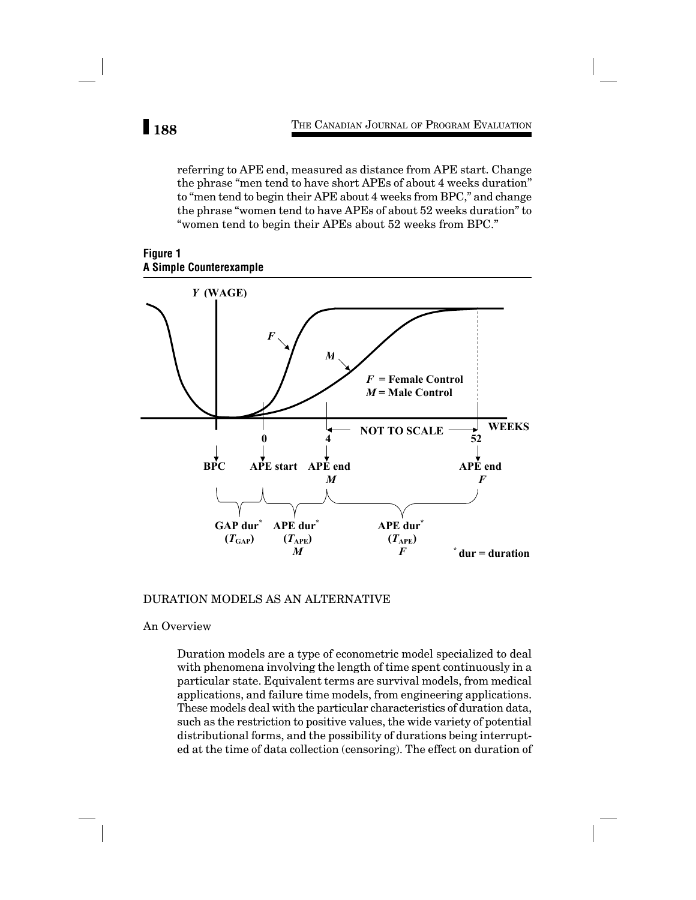referring to APE end, measured as distance from APE start. Change the phrase "men tend to have short APEs of about 4 weeks duration" to "men tend to begin their APE about 4 weeks from BPC," and change the phrase "women tend to have APEs of about 52 weeks duration" to "women tend to begin their APEs about 52 weeks from BPC."

**Figure 1**
**A Simple Counterexample**

## DURATION MODELS AS AN ALTERNATIVE

### An Overview

Duration models are a type of econometric model specialized to deal with phenomena involving the length of time spent continuously in a particular state. Equivalent terms are survival models, from medical applications, and failure time models, from engineering applications. These models deal with the particular characteristics of duration data, such as the restriction to positive values, the wide variety of potential distributional forms, and the possibility of durations being interrupted at the time of data collection (censoring). The effect on duration of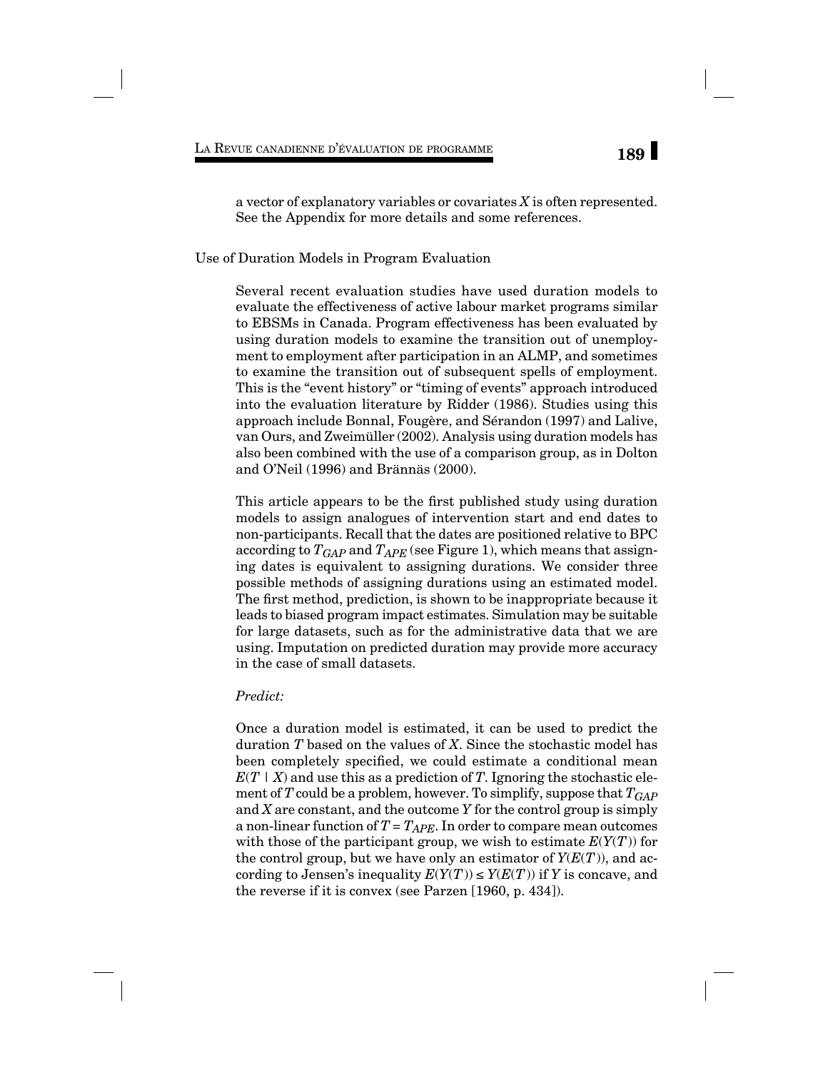a vector of explanatory variables or covariates $X$ is often represented. See the Appendix for more details and some references.

## Use of Duration Models in Program Evaluation

Several recent evaluation studies have used duration models to evaluate the effectiveness of active labour market programs similar to EBSMs in Canada. Program effectiveness has been evaluated by using duration models to examine the transition out of unemployment to employment after participation in an ALMP, and sometimes to examine the transition out of subsequent spells of employment. This is the "event history" or "timing of events" approach introduced into the evaluation literature by Ridder (1986). Studies using this approach include Bonnal, Fougère, and Sérandon (1997) and Lalive, van Ours, and Zweimüller (2002). Analysis using duration models has also been combined with the use of a comparison group, as in Dolton and O'Neil (1996) and Brännäs (2000).

This article appears to be the first published study using duration models to assign analogues of intervention start and end dates to non-participants. Recall that the dates are positioned relative to BPC according to $T_{GAP}$ and $T_{APE}$ (see Figure 1), which means that assigning dates is equivalent to assigning durations. We consider three possible methods of assigning durations using an estimated model. The first method, prediction, is shown to be inappropriate because it leads to biased program impact estimates. Simulation may be suitable for large datasets, such as for the administrative data that we are using. Imputation on predicted duration may provide more accuracy in the case of small datasets.

*Predict:*

Once a duration model is estimated, it can be used to predict the duration $T$ based on the values of $X$. Since the stochastic model has been completely specified, we could estimate a conditional mean $E(T \mid X)$ and use this as a prediction of $T$. Ignoring the stochastic element of $T$ could be a problem, however. To simplify, suppose that $T_{GAP}$ and $X$ are constant, and the outcome $Y$ for the control group is simply a non-linear function of $T = T_{APE}$. In order to compare mean outcomes with those of the participant group, we wish to estimate $E(Y(T))$ for the control group, but we have only an estimator of $Y(E(T))$, and according to Jensen's inequality $E(Y(T)) \leq Y(E(T))$ if $Y$ is concave, and the reverse if it is convex (see Parzen [1960, p. 434]).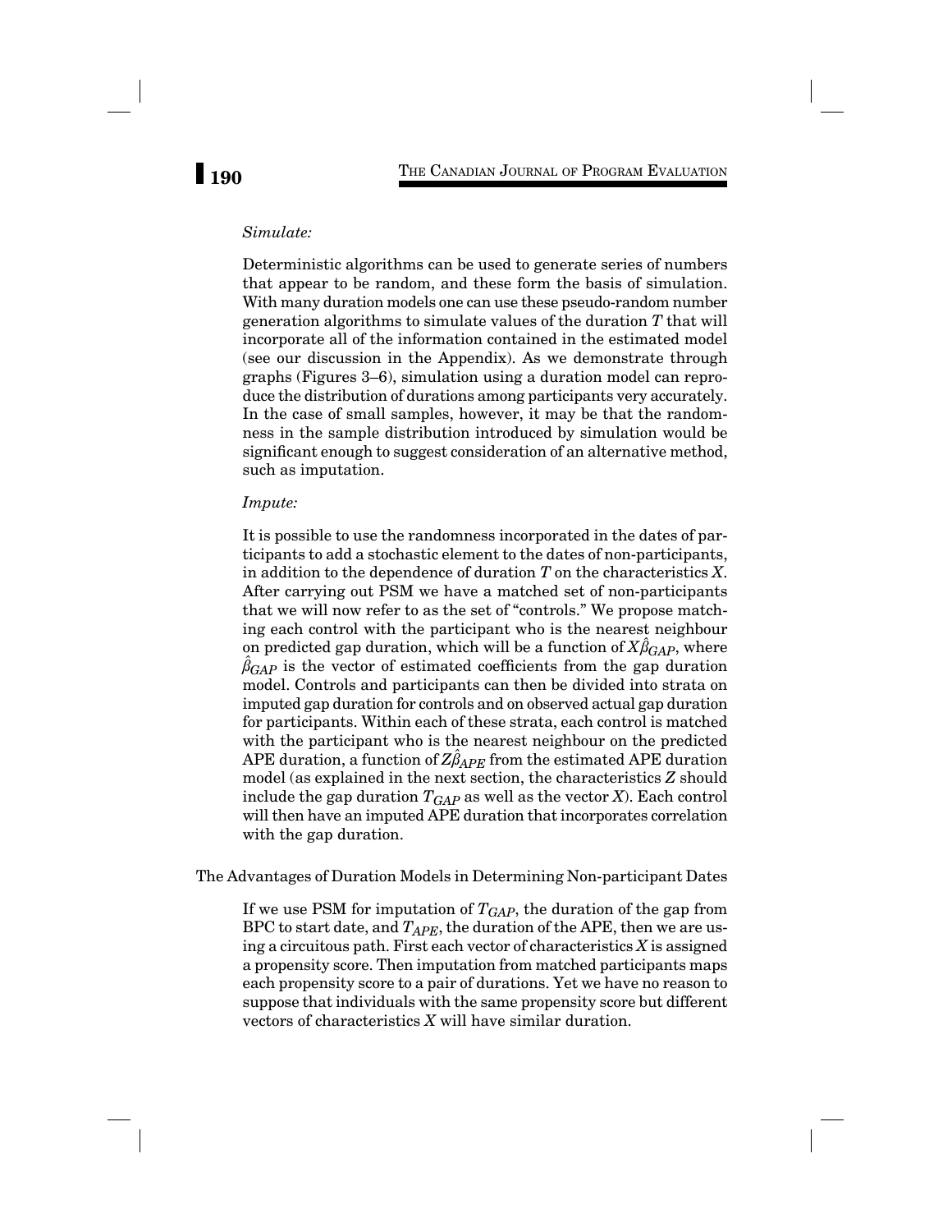*Simulate:*

Deterministic algorithms can be used to generate series of numbers that appear to be random, and these form the basis of simulation. With many duration models one can use these pseudo-random number generation algorithms to simulate values of the duration $T$ that will incorporate all of the information contained in the estimated model (see our discussion in the Appendix). As we demonstrate through graphs (Figures 3–6), simulation using a duration model can reproduce the distribution of durations among participants very accurately. In the case of small samples, however, it may be that the randomness in the sample distribution introduced by simulation would be significant enough to suggest consideration of an alternative method, such as imputation.

*Impute:*

It is possible to use the randomness incorporated in the dates of participants to add a stochastic element to the dates of non-participants, in addition to the dependence of duration $T$ on the characteristics $X$. After carrying out PSM we have a matched set of non-participants that we will now refer to as the set of "controls." We propose matching each control with the participant who is the nearest neighbour on predicted gap duration, which will be a function of $X\hat{\beta}_{GAP}$, where $\hat{\beta}_{GAP}$ is the vector of estimated coefficients from the gap duration model. Controls and participants can then be divided into strata on imputed gap duration for controls and on observed actual gap duration for participants. Within each of these strata, each control is matched with the participant who is the nearest neighbour on the predicted APE duration, a function of $Z\hat{\beta}_{APE}$ from the estimated APE duration model (as explained in the next section, the characteristics $Z$ should include the gap duration $T_{GAP}$ as well as the vector $X$). Each control will then have an imputed APE duration that incorporates correlation with the gap duration.

## The Advantages of Duration Models in Determining Non-participant Dates

If we use PSM for imputation of $T_{GAP}$, the duration of the gap from BPC to start date, and $T_{APE}$, the duration of the APE, then we are using a circuitous path. First each vector of characteristics $X$ is assigned a propensity score. Then imputation from matched participants maps each propensity score to a pair of durations. Yet we have no reason to suppose that individuals with the same propensity score but different vectors of characteristics $X$ will have similar duration.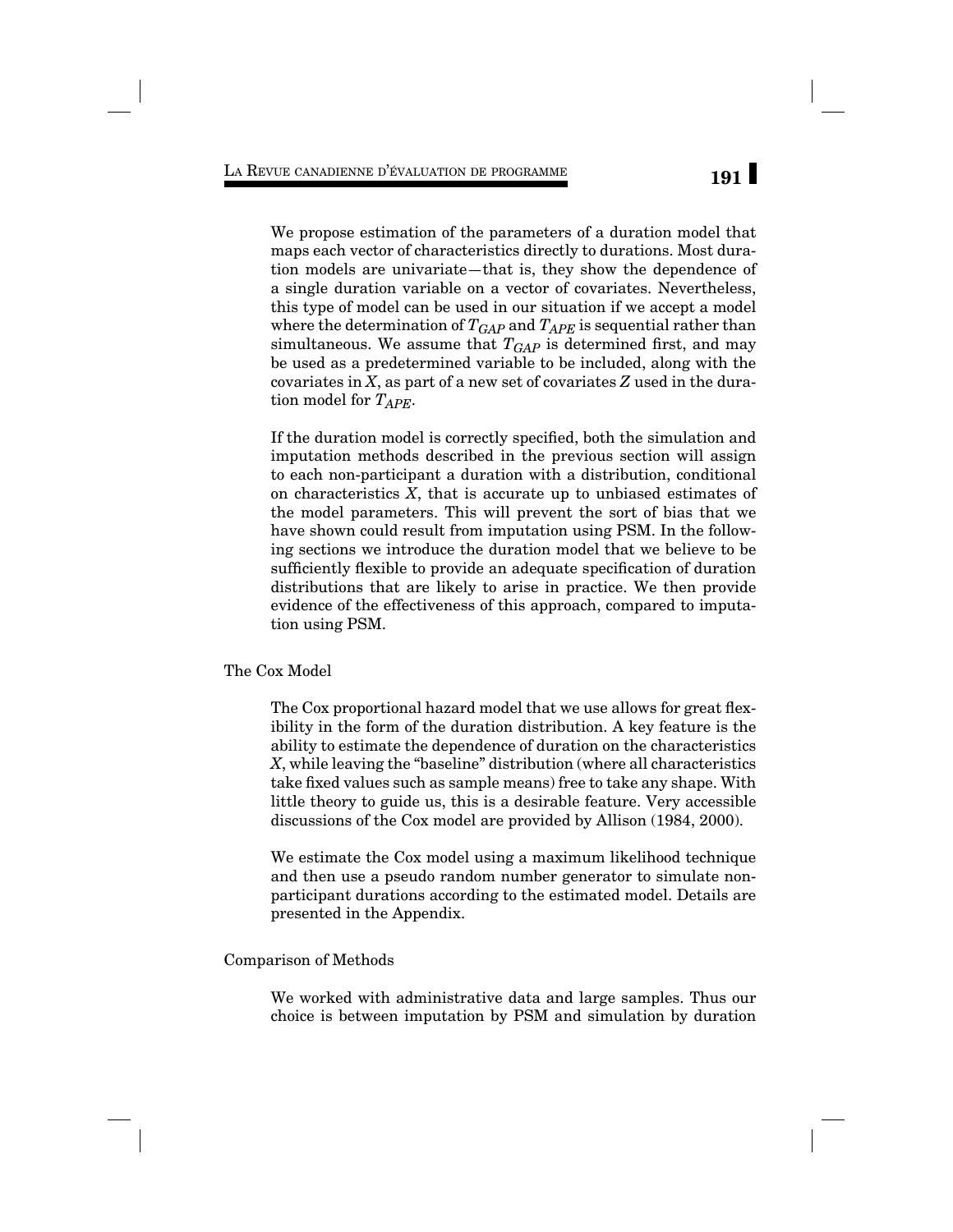We propose estimation of the parameters of a duration model that maps each vector of characteristics directly to durations. Most duration models are univariate—that is, they show the dependence of a single duration variable on a vector of covariates. Nevertheless, this type of model can be used in our situation if we accept a model where the determination of $T_{GAP}$ and $T_{APE}$ is sequential rather than simultaneous. We assume that $T_{GAP}$ is determined first, and may be used as a predetermined variable to be included, along with the covariates in $X$, as part of a new set of covariates $Z$ used in the duration model for $T_{APE}$.

If the duration model is correctly specified, both the simulation and imputation methods described in the previous section will assign to each non-participant a duration with a distribution, conditional on characteristics $X$, that is accurate up to unbiased estimates of the model parameters. This will prevent the sort of bias that we have shown could result from imputation using PSM. In the following sections we introduce the duration model that we believe to be sufficiently flexible to provide an adequate specification of duration distributions that are likely to arise in practice. We then provide evidence of the effectiveness of this approach, compared to imputation using PSM.

## The Cox Model

The Cox proportional hazard model that we use allows for great flexibility in the form of the duration distribution. A key feature is the ability to estimate the dependence of duration on the characteristics $X$, while leaving the "baseline" distribution (where all characteristics take fixed values such as sample means) free to take any shape. With little theory to guide us, this is a desirable feature. Very accessible discussions of the Cox model are provided by Allison (1984, 2000).

We estimate the Cox model using a maximum likelihood technique and then use a pseudo random number generator to simulate non-participant durations according to the estimated model. Details are presented in the Appendix.

## Comparison of Methods

We worked with administrative data and large samples. Thus our choice is between imputation by PSM and simulation by duration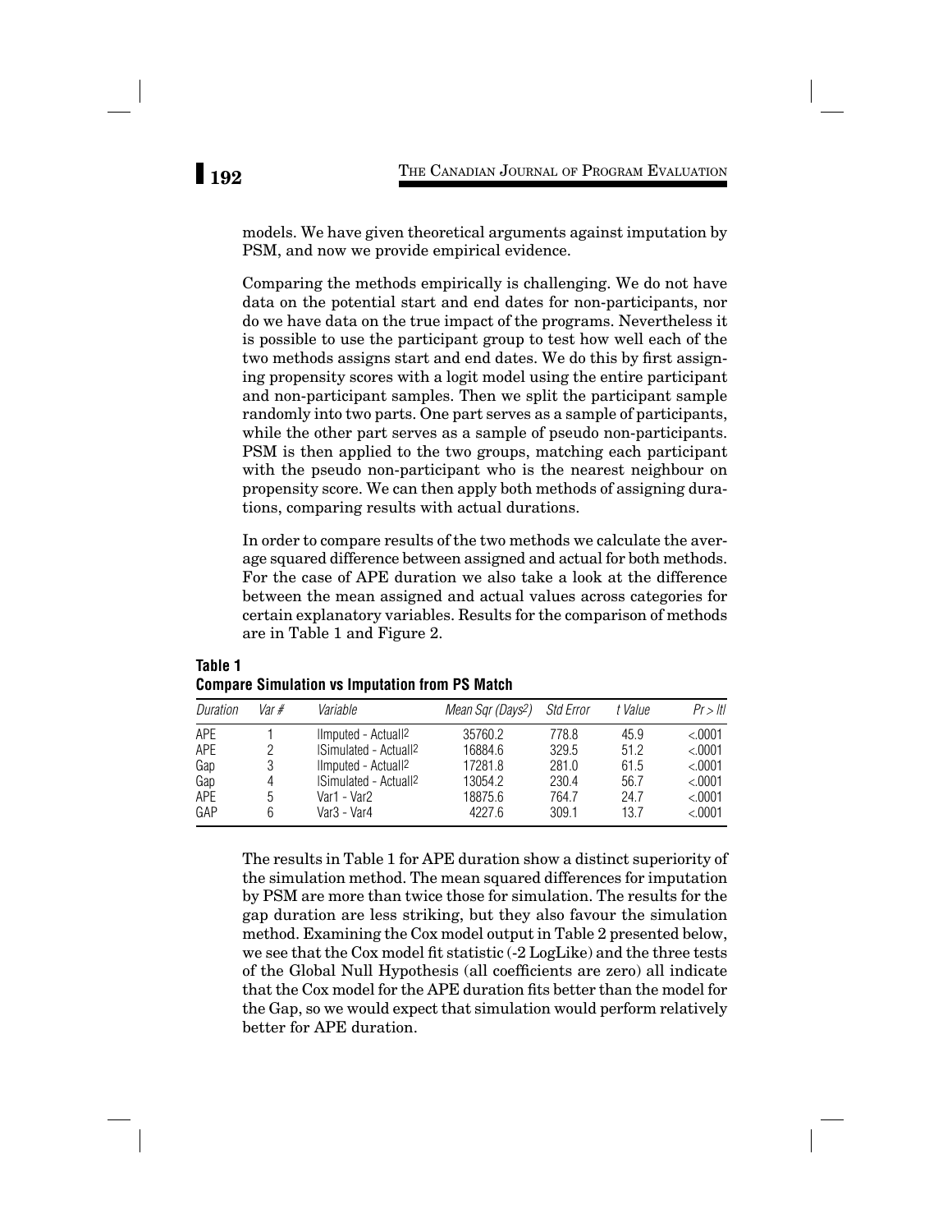models. We have given theoretical arguments against imputation by PSM, and now we provide empirical evidence.

Comparing the methods empirically is challenging. We do not have data on the potential start and end dates for non-participants, nor do we have data on the true impact of the programs. Nevertheless it is possible to use the participant group to test how well each of the two methods assigns start and end dates. We do this by first assigning propensity scores with a logit model using the entire participant and non-participant samples. Then we split the participant sample randomly into two parts. One part serves as a sample of participants, while the other part serves as a sample of pseudo non-participants. PSM is then applied to the two groups, matching each participant with the pseudo non-participant who is the nearest neighbour on propensity score. We can then apply both methods of assigning durations, comparing results with actual durations.

In order to compare results of the two methods we calculate the average squared difference between assigned and actual for both methods. For the case of APE duration we also take a look at the difference between the mean assigned and actual values across categories for certain explanatory variables. Results for the comparison of methods are in Table 1 and Figure 2.

**Table 1**
**Compare Simulation vs Imputation from PS Match**

| *Duration* | *Var #* | *Variable* | *Mean Sqr (Days²)* | *Std Error* | *t Value* | *Pr > \|t\|* |
|---|---|---|---|---|---|---|
| APE | 1 | $\|$Imputed - Actual$\|^2$ | 35760.2 | 778.8 | 45.9 | <.0001 |
| APE | 2 | $\|$Simulated - Actual$\|^2$ | 16884.6 | 329.5 | 51.2 | <.0001 |
| Gap | 3 | $\|$Imputed - Actual$\|^2$ | 17281.8 | 281.0 | 61.5 | <.0001 |
| Gap | 4 | $\|$Simulated - Actual$\|^2$ | 13054.2 | 230.4 | 56.7 | <.0001 |
| APE | 5 | Var1 - Var2 | 18875.6 | 764.7 | 24.7 | <.0001 |
| GAP | 6 | Var3 - Var4 | 4227.6 | 309.1 | 13.7 | <.0001 |

The results in Table 1 for APE duration show a distinct superiority of the simulation method. The mean squared differences for imputation by PSM are more than twice those for simulation. The results for the gap duration are less striking, but they also favour the simulation method. Examining the Cox model output in Table 2 presented below, we see that the Cox model fit statistic (-2 LogLike) and the three tests of the Global Null Hypothesis (all coefficients are zero) all indicate that the Cox model for the APE duration fits better than the model for the Gap, so we would expect that simulation would perform relatively better for APE duration.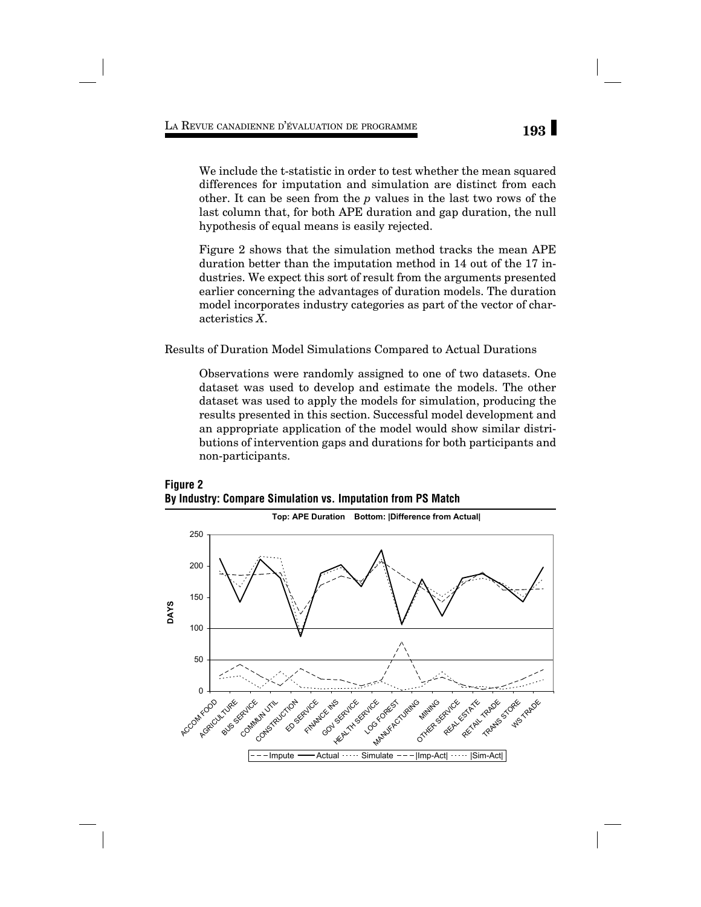We include the t-statistic in order to test whether the mean squared differences for imputation and simulation are distinct from each other. It can be seen from the *p* values in the last two rows of the last column that, for both APE duration and gap duration, the null hypothesis of equal means is easily rejected.

Figure 2 shows that the simulation method tracks the mean APE duration better than the imputation method in 14 out of the 17 industries. We expect this sort of result from the arguments presented earlier concerning the advantages of duration models. The duration model incorporates industry categories as part of the vector of characteristics *X*.

Results of Duration Model Simulations Compared to Actual Durations

Observations were randomly assigned to one of two datasets. One dataset was used to develop and estimate the models. The other dataset was used to apply the models for simulation, producing the results presented in this section. Successful model development and an appropriate application of the model would show similar distributions of intervention gaps and durations for both participants and non-participants.

**Figure 2**
**By Industry: Compare Simulation vs. Imputation from PS Match**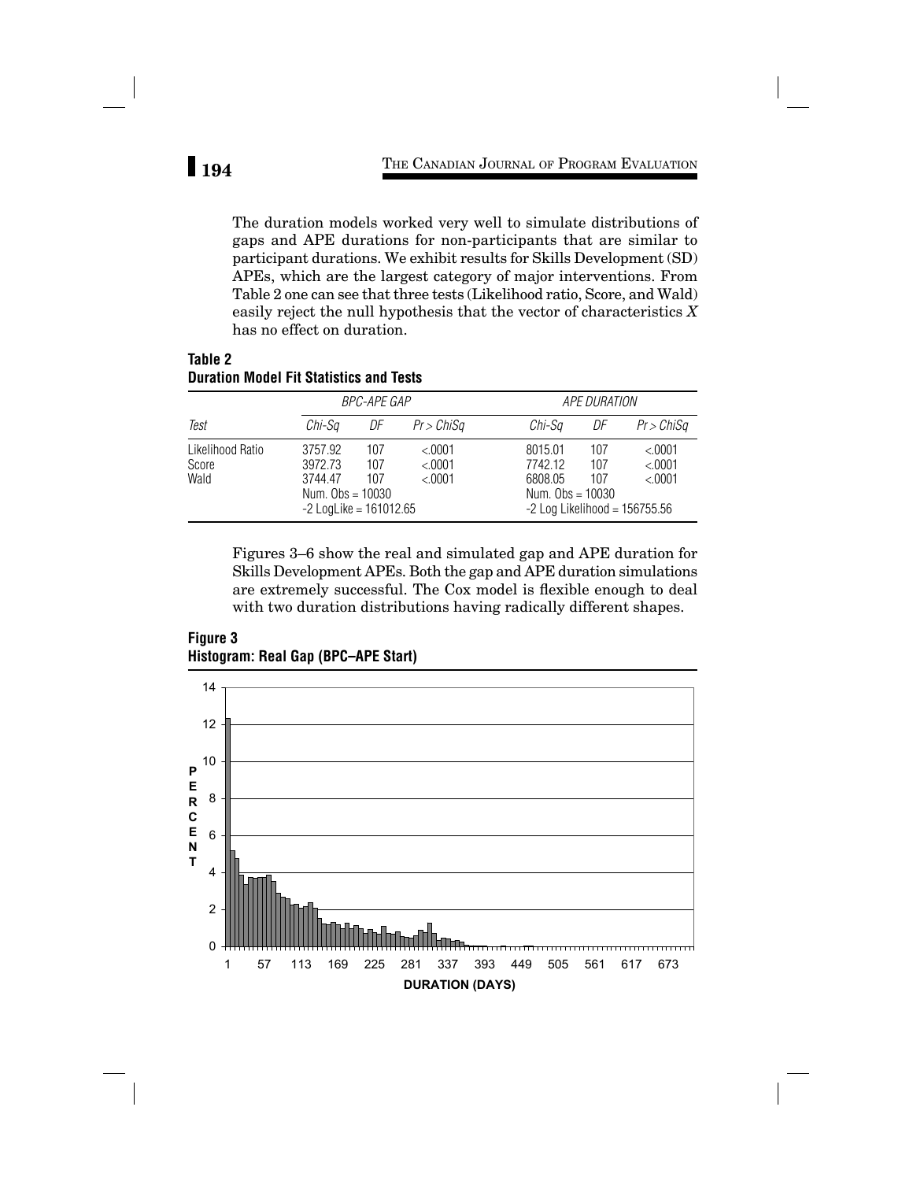The duration models worked very well to simulate distributions of gaps and APE durations for non-participants that are similar to participant durations. We exhibit results for Skills Development (SD) APEs, which are the largest category of major interventions. From Table 2 one can see that three tests (Likelihood ratio, Score, and Wald) easily reject the null hypothesis that the vector of characteristics $X$ has no effect on duration.

**Table 2**
**Duration Model Fit Statistics and Tests**

| | *BPC-APE GAP* | | | *APE DURATION* | | |
|---|---|---|---|---|---|---|
| *Test* | *Chi-Sq* | *DF* | *Pr > ChiSq* | *Chi-Sq* | *DF* | *Pr > ChiSq* |
| Likelihood Ratio | 3757.92 | 107 | <.0001 | 8015.01 | 107 | <.0001 |
| Score | 3972.73 | 107 | <.0001 | 7742.12 | 107 | <.0001 |
| Wald | 3744.47 | 107 | <.0001 | 6808.05 | 107 | <.0001 |
| | Num. Obs = 10030 | | | Num. Obs = 10030 | | |
| | -2 LogLike = 161012.65 | | | -2 Log Likelihood = 156755.56 | | |

Figures 3–6 show the real and simulated gap and APE duration for Skills Development APEs. Both the gap and APE duration simulations are extremely successful. The Cox model is flexible enough to deal with two duration distributions having radically different shapes.

**Figure 3**
**Histogram: Real Gap (BPC–APE Start)**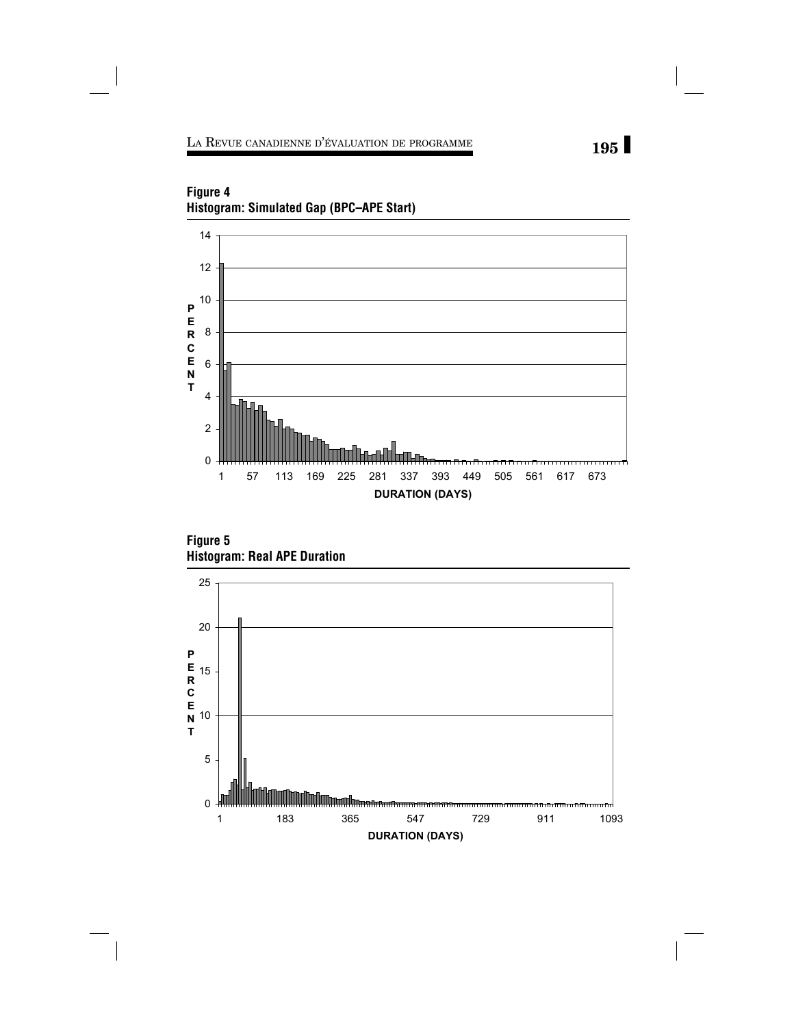**Figure 4**
**Histogram: Simulated Gap (BPC–APE Start)**

**Figure 5**
**Histogram: Real APE Duration**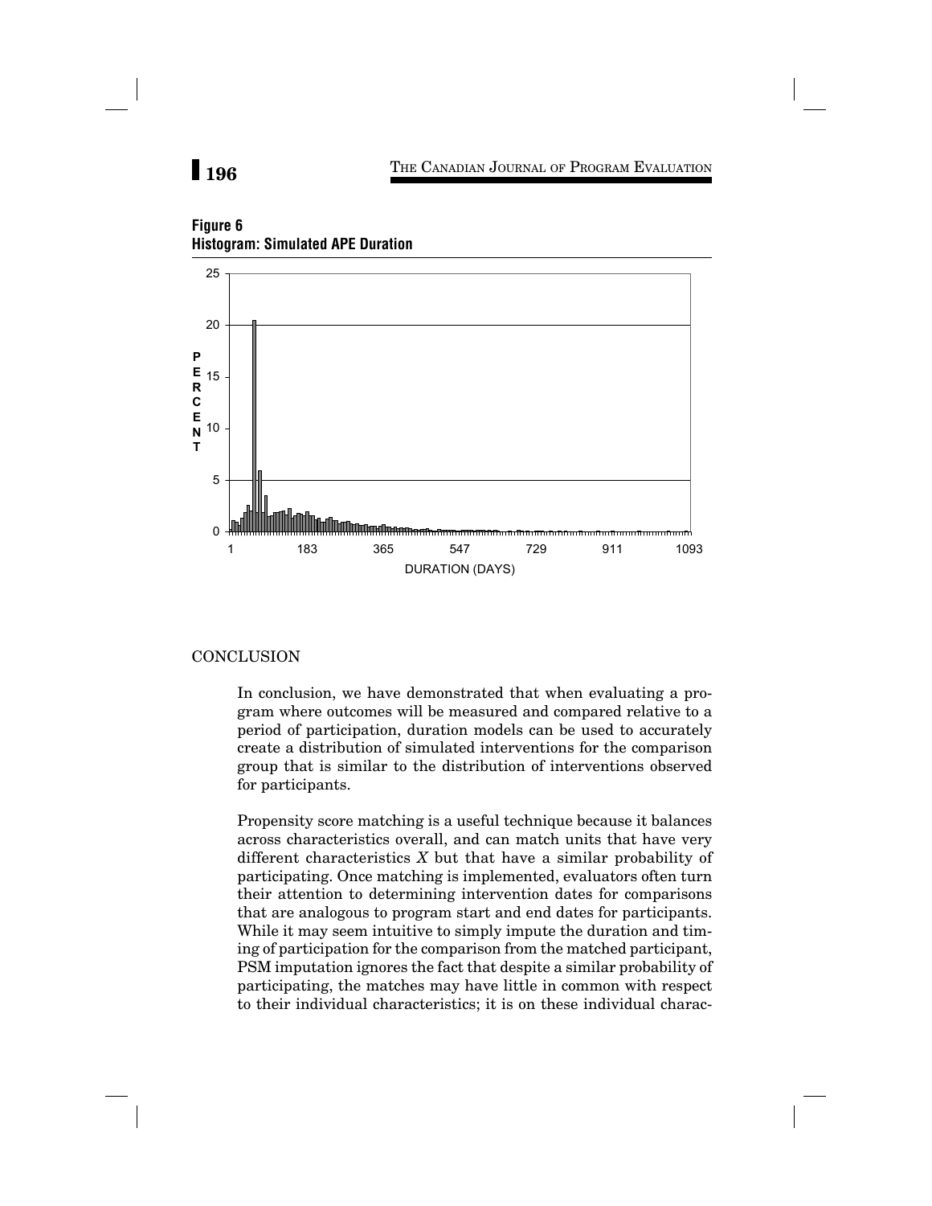**Figure 6**
**Histogram: Simulated APE Duration**

## CONCLUSION

In conclusion, we have demonstrated that when evaluating a program where outcomes will be measured and compared relative to a period of participation, duration models can be used to accurately create a distribution of simulated interventions for the comparison group that is similar to the distribution of interventions observed for participants.

Propensity score matching is a useful technique because it balances across characteristics overall, and can match units that have very different characteristics $X$ but that have a similar probability of participating. Once matching is implemented, evaluators often turn their attention to determining intervention dates for comparisons that are analogous to program start and end dates for participants. While it may seem intuitive to simply impute the duration and timing of participation for the comparison from the matched participant, PSM imputation ignores the fact that despite a similar probability of participating, the matches may have little in common with respect to their individual characteristics; it is on these individual charac-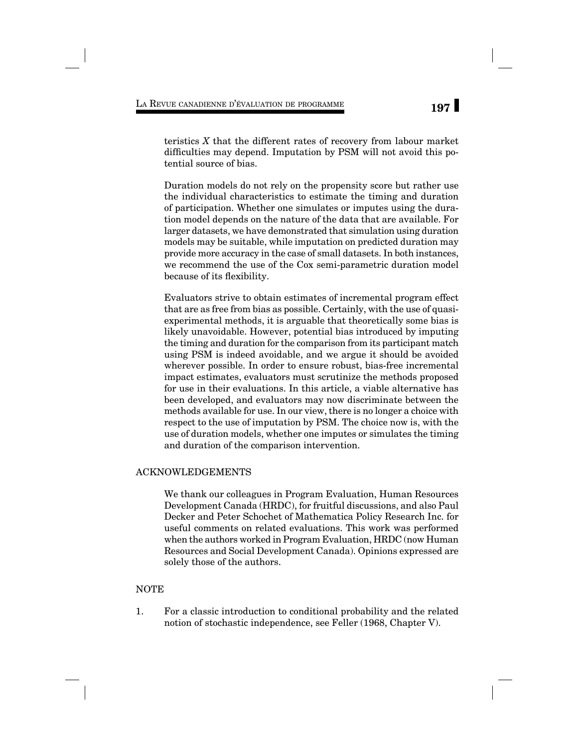teristics $X$ that the different rates of recovery from labour market difficulties may depend. Imputation by PSM will not avoid this potential source of bias.

Duration models do not rely on the propensity score but rather use the individual characteristics to estimate the timing and duration of participation. Whether one simulates or imputes using the duration model depends on the nature of the data that are available. For larger datasets, we have demonstrated that simulation using duration models may be suitable, while imputation on predicted duration may provide more accuracy in the case of small datasets. In both instances, we recommend the use of the Cox semi-parametric duration model because of its flexibility.

Evaluators strive to obtain estimates of incremental program effect that are as free from bias as possible. Certainly, with the use of quasi-experimental methods, it is arguable that theoretically some bias is likely unavoidable. However, potential bias introduced by imputing the timing and duration for the comparison from its participant match using PSM is indeed avoidable, and we argue it should be avoided wherever possible. In order to ensure robust, bias-free incremental impact estimates, evaluators must scrutinize the methods proposed for use in their evaluations. In this article, a viable alternative has been developed, and evaluators may now discriminate between the methods available for use. In our view, there is no longer a choice with respect to the use of imputation by PSM. The choice now is, with the use of duration models, whether one imputes or simulates the timing and duration of the comparison intervention.

## ACKNOWLEDGEMENTS

We thank our colleagues in Program Evaluation, Human Resources Development Canada (HRDC), for fruitful discussions, and also Paul Decker and Peter Schochet of Mathematica Policy Research Inc. for useful comments on related evaluations. This work was performed when the authors worked in Program Evaluation, HRDC (now Human Resources and Social Development Canada). Opinions expressed are solely those of the authors.

## NOTE

1. For a classic introduction to conditional probability and the related notion of stochastic independence, see Feller (1968, Chapter V).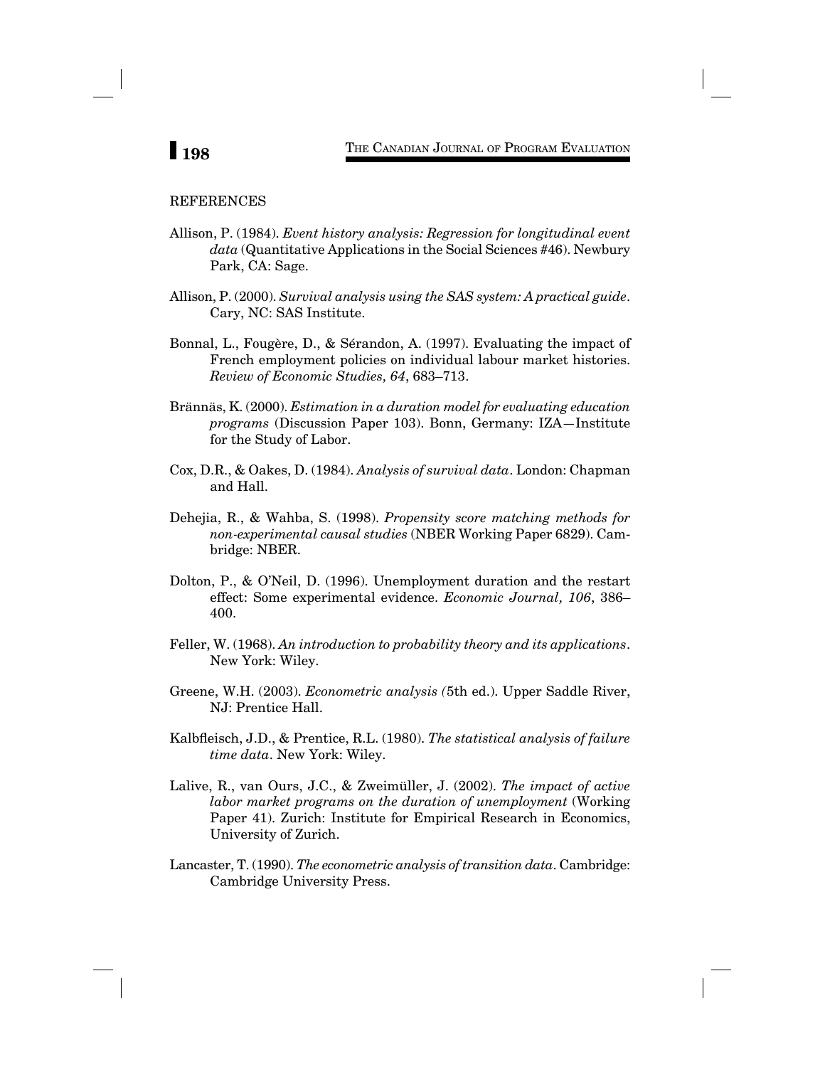## REFERENCES

Allison, P. (1984). *Event history analysis: Regression for longitudinal event data* (Quantitative Applications in the Social Sciences #46). Newbury Park, CA: Sage.

Allison, P. (2000). *Survival analysis using the SAS system: A practical guide*. Cary, NC: SAS Institute.

Bonnal, L., Fougère, D., & Sérandon, A. (1997). Evaluating the impact of French employment policies on individual labour market histories. *Review of Economic Studies, 64*, 683–713.

Brännäs, K. (2000). *Estimation in a duration model for evaluating education programs* (Discussion Paper 103). Bonn, Germany: IZA—Institute for the Study of Labor.

Cox, D.R., & Oakes, D. (1984). *Analysis of survival data*. London: Chapman and Hall.

Dehejia, R., & Wahba, S. (1998). *Propensity score matching methods for non-experimental causal studies* (NBER Working Paper 6829). Cambridge: NBER.

Dolton, P., & O'Neil, D. (1996). Unemployment duration and the restart effect: Some experimental evidence. *Economic Journal, 106*, 386–400.

Feller, W. (1968). *An introduction to probability theory and its applications*. New York: Wiley.

Greene, W.H. (2003). *Econometric analysis (*5th ed.). Upper Saddle River, NJ: Prentice Hall.

Kalbfleisch, J.D., & Prentice, R.L. (1980). *The statistical analysis of failure time data*. New York: Wiley.

Lalive, R., van Ours, J.C., & Zweimüller, J. (2002). *The impact of active labor market programs on the duration of unemployment* (Working Paper 41). Zurich: Institute for Empirical Research in Economics, University of Zurich.

Lancaster, T. (1990). *The econometric analysis of transition data*. Cambridge: Cambridge University Press.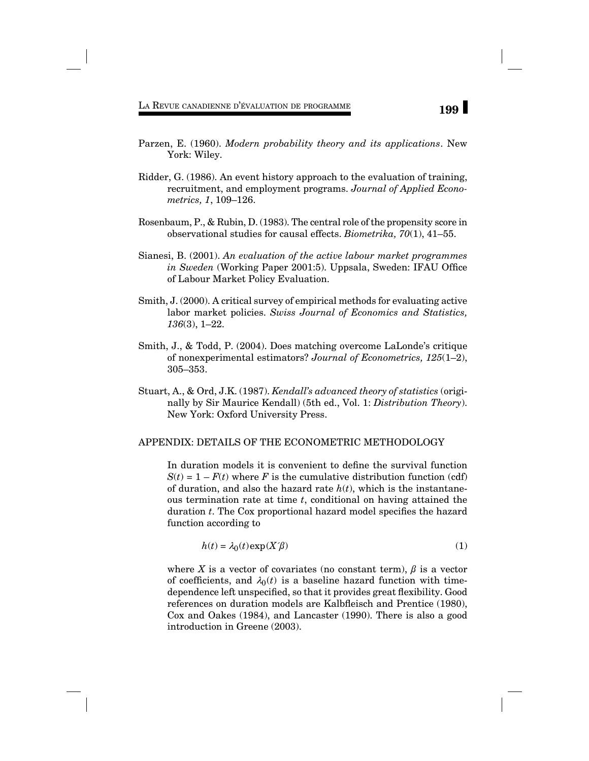Parzen, E. (1960). *Modern probability theory and its applications*. New York: Wiley.

Ridder, G. (1986). An event history approach to the evaluation of training, recruitment, and employment programs. *Journal of Applied Econometrics, 1*, 109–126.

Rosenbaum, P., & Rubin, D. (1983). The central role of the propensity score in observational studies for causal effects. *Biometrika, 70*(1), 41–55.

Sianesi, B. (2001). *An evaluation of the active labour market programmes in Sweden* (Working Paper 2001:5). Uppsala, Sweden: IFAU Office of Labour Market Policy Evaluation.

Smith, J. (2000). A critical survey of empirical methods for evaluating active labor market policies. *Swiss Journal of Economics and Statistics, 136*(3), 1–22.

Smith, J., & Todd, P. (2004). Does matching overcome LaLonde's critique of nonexperimental estimators? *Journal of Econometrics, 125*(1–2), 305–353.

Stuart, A., & Ord, J.K. (1987). *Kendall's advanced theory of statistics* (originally by Sir Maurice Kendall) (5th ed., Vol. 1: *Distribution Theory*). New York: Oxford University Press.

## APPENDIX: DETAILS OF THE ECONOMETRIC METHODOLOGY

In duration models it is convenient to define the survival function $S(t) = 1 - F(t)$ where $F$ is the cumulative distribution function (cdf) of duration, and also the hazard rate $h(t)$, which is the instantaneous termination rate at time $t$, conditional on having attained the duration $t$. The Cox proportional hazard model specifies the hazard function according to

$$h(t) = \lambda_0(t)\exp(X'\beta) \tag{1}$$

where $X$ is a vector of covariates (no constant term), $\beta$ is a vector of coefficients, and $\lambda_0(t)$ is a baseline hazard function with time-dependence left unspecified, so that it provides great flexibility. Good references on duration models are Kalbfleisch and Prentice (1980), Cox and Oakes (1984), and Lancaster (1990). There is also a good introduction in Greene (2003).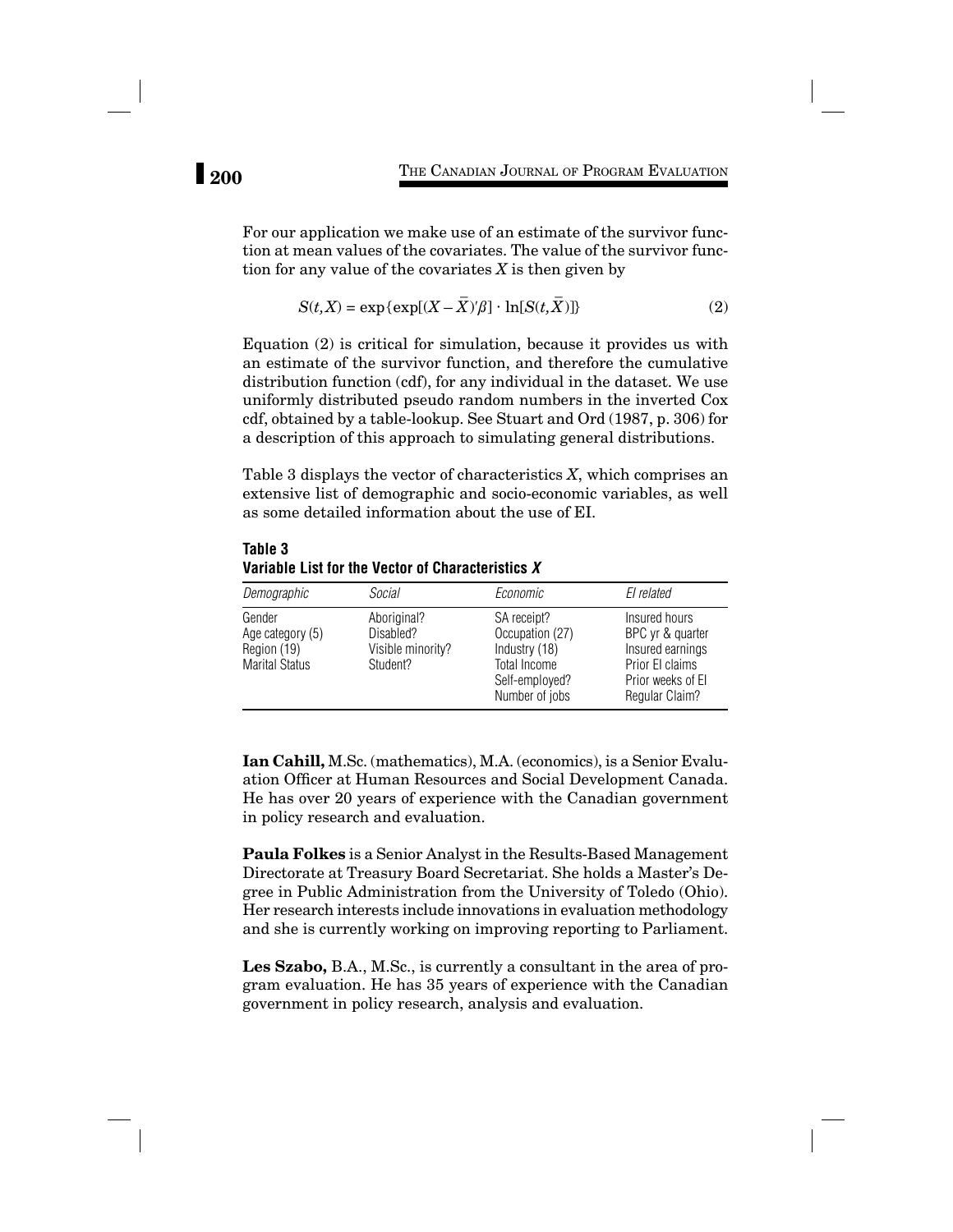For our application we make use of an estimate of the survivor function at mean values of the covariates. The value of the survivor function for any value of the covariates $X$ is then given by

$$S(t,X) = \exp\{\exp[(X - \bar{X})'\beta] \cdot \ln[S(t,\bar{X})]\} \tag{2}$$

Equation (2) is critical for simulation, because it provides us with an estimate of the survivor function, and therefore the cumulative distribution function (cdf), for any individual in the dataset. We use uniformly distributed pseudo random numbers in the inverted Cox cdf, obtained by a table-lookup. See Stuart and Ord (1987, p. 306) for a description of this approach to simulating general distributions.

Table 3 displays the vector of characteristics $X$, which comprises an extensive list of demographic and socio-economic variables, as well as some detailed information about the use of EI.

**Table 3**
**Variable List for the Vector of Characteristics *X***

| *Demographic* | *Social* | *Economic* | *EI related* |
|---|---|---|---|
| Gender | Aboriginal? | SA receipt? | Insured hours |
| Age category (5) | Disabled? | Occupation (27) | BPC yr & quarter |
| Region (19) | Visible minority? | Industry (18) | Insured earnings |
| Marital Status | Student? | Total Income | Prior EI claims |
| | | Self-employed? | Prior weeks of EI |
| | | Number of jobs | Regular Claim? |

**Ian Cahill,** M.Sc. (mathematics), M.A. (economics), is a Senior Evaluation Officer at Human Resources and Social Development Canada. He has over 20 years of experience with the Canadian government in policy research and evaluation.

**Paula Folkes** is a Senior Analyst in the Results-Based Management Directorate at Treasury Board Secretariat. She holds a Master's Degree in Public Administration from the University of Toledo (Ohio). Her research interests include innovations in evaluation methodology and she is currently working on improving reporting to Parliament.

**Les Szabo,** B.A., M.Sc., is currently a consultant in the area of program evaluation. He has 35 years of experience with the Canadian government in policy research, analysis and evaluation.